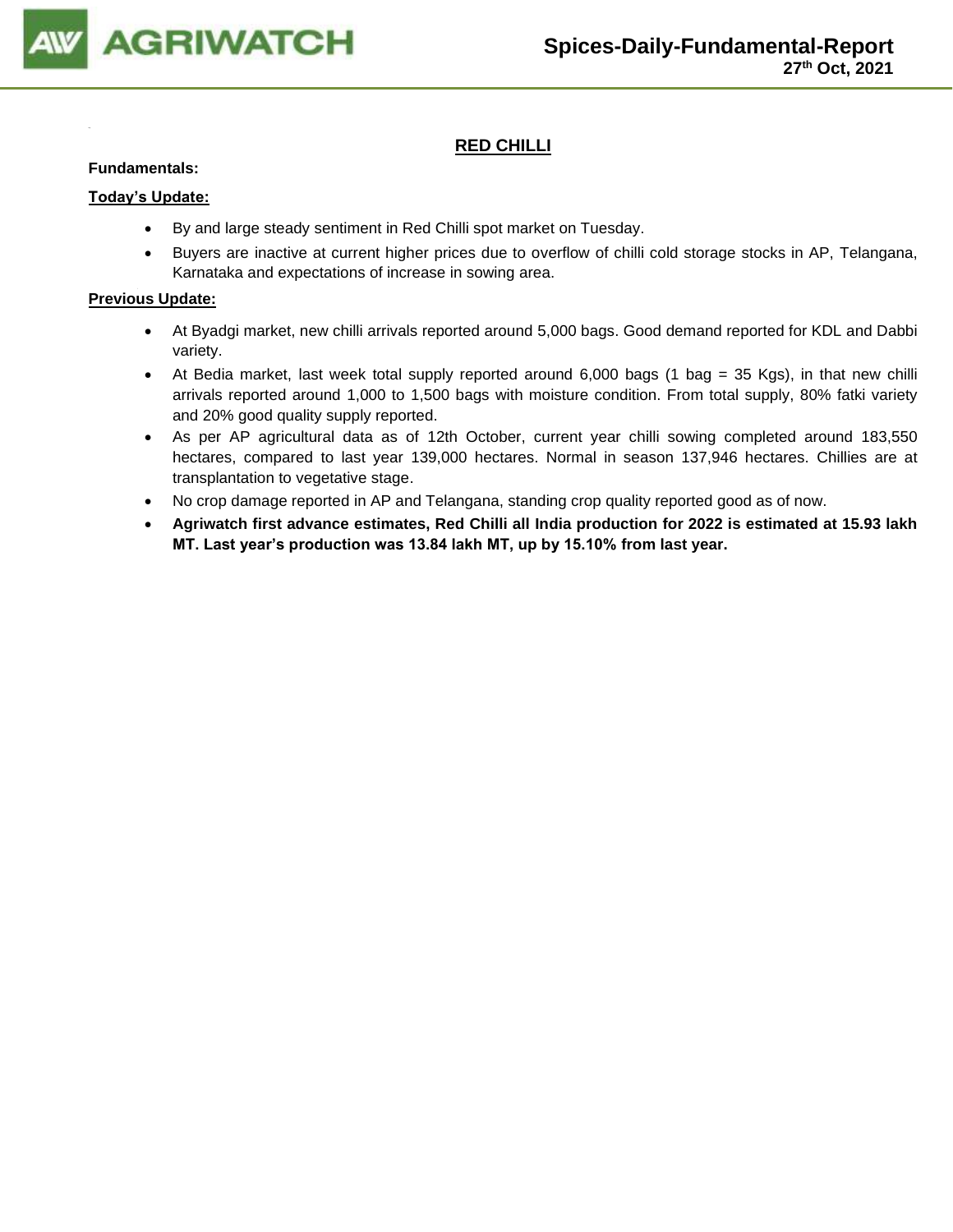# RED CHILLI

**Fundamentals:**

**Today's Update:**

- By and large steady sentiment in Red Chilli spot market on Tuesday.
- Buyers are inactive at current higher prices due to overflow of chilli cold storage stocks in AP, Telangana, Karnataka and expectations of increase in sowing area.

**Previous Update:**

- At Byadgi market, new chilli arrivals reported around 5,000 bags. Good demand reported for KDL and Dabbi variety.
- At Bedia market, last week total supply reported around 6,000 bags (1 bag = 35 Kgs), in that new chilli arrivals reported around 1,000 to 1,500 bags with moisture condition. From total supply, 80% fatki variety and 20% good quality supply reported.
- As per AP agricultural data as of 12th October, current year chilli sowing completed around 183,550 hectares, compared to last year 139,000 hectares. Normal in season 137,946 hectares. Chillies are at transplantation to vegetative stage.
- No crop damage reported in AP and Telangana, standing crop quality reported good as of now.
- **Agriwatch first advance estimates, Red Chilli all India production for 2022 is estimated at 15.93 lakh MT. Last year's production was 13.84 lakh MT, up by 15.10% from last year.**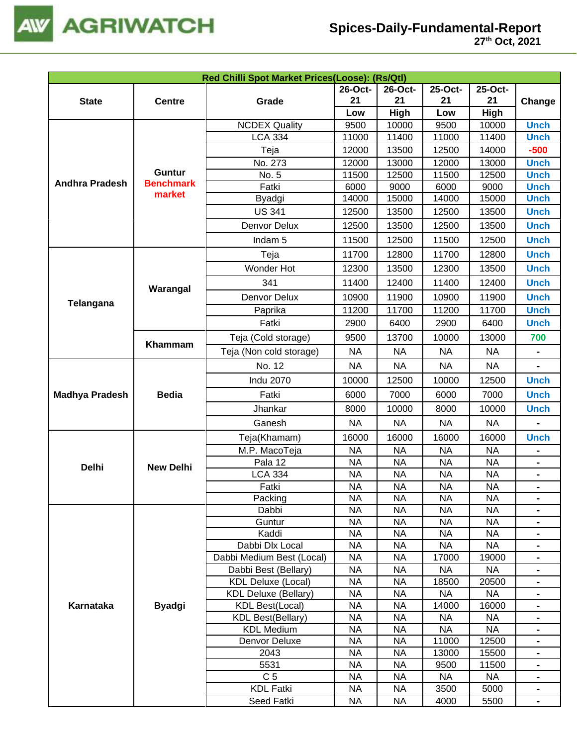| Red Chilli Spot Market Prices(Loose): (Rs/Qtl) | | | | | | | |
|---|---|---|---|---|---|---|---|
| State | Centre | Grade | 26-Oct-21 Low | 26-Oct-21 High | 25-Oct-21 Low | 25-Oct-21 High | Change |
| Andhra Pradesh | Guntur Benchmark market | NCDEX Quality | 9500 | 10000 | 9500 | 10000 | Unch |
| | | LCA 334 | 11000 | 11400 | 11000 | 11400 | Unch |
| | | Teja | 12000 | 13500 | 12500 | 14000 | -500 |
| | | No. 273 | 12000 | 13000 | 12000 | 13000 | Unch |
| | | No. 5 | 11500 | 12500 | 11500 | 12500 | Unch |
| | | Fatki | 6000 | 9000 | 6000 | 9000 | Unch |
| | | Byadgi | 14000 | 15000 | 14000 | 15000 | Unch |
| | | US 341 | 12500 | 13500 | 12500 | 13500 | Unch |
| | | Denvor Delux | 12500 | 13500 | 12500 | 13500 | Unch |
| | | Indam 5 | 11500 | 12500 | 11500 | 12500 | Unch |
| Telangana | Warangal | Teja | 11700 | 12800 | 11700 | 12800 | Unch |
| | | Wonder Hot | 12300 | 13500 | 12300 | 13500 | Unch |
| | | 341 | 11400 | 12400 | 11400 | 12400 | Unch |
| | | Denvor Delux | 10900 | 11900 | 10900 | 11900 | Unch |
| | | Paprika | 11200 | 11700 | 11200 | 11700 | Unch |
| | | Fatki | 2900 | 6400 | 2900 | 6400 | Unch |
| | Khammam | Teja (Cold storage) | 9500 | 13700 | 10000 | 13000 | 700 |
| | | Teja (Non cold storage) | NA | NA | NA | NA | - |
| Madhya Pradesh | Bedia | No. 12 | NA | NA | NA | NA | - |
| | | Indu 2070 | 10000 | 12500 | 10000 | 12500 | Unch |
| | | Fatki | 6000 | 7000 | 6000 | 7000 | Unch |
| | | Jhankar | 8000 | 10000 | 8000 | 10000 | Unch |
| | | Ganesh | NA | NA | NA | NA | - |
| Delhi | New Delhi | Teja(Khamam) | 16000 | 16000 | 16000 | 16000 | Unch |
| | | M.P. MacoTeja | NA | NA | NA | NA | - |
| | | Pala 12 | NA | NA | NA | NA | - |
| | | LCA 334 | NA | NA | NA | NA | - |
| | | Fatki | NA | NA | NA | NA | - |
| | | Packing | NA | NA | NA | NA | - |
| Karnataka | Byadgi | Dabbi | NA | NA | NA | NA | - |
| | | Guntur | NA | NA | NA | NA | - |
| | | Kaddi | NA | NA | NA | NA | - |
| | | Dabbi Dlx Local | NA | NA | NA | NA | - |
| | | Dabbi Medium Best (Local) | NA | NA | 17000 | 19000 | - |
| | | Dabbi Best (Bellary) | NA | NA | NA | NA | - |
| | | KDL Deluxe (Local) | NA | NA | 18500 | 20500 | - |
| | | KDL Deluxe (Bellary) | NA | NA | NA | NA | - |
| | | KDL Best(Local) | NA | NA | 14000 | 16000 | - |
| | | KDL Best(Bellary) | NA | NA | NA | NA | - |
| | | KDL Medium | NA | NA | NA | NA | - |
| | | Denvor Deluxe | NA | NA | 11000 | 12500 | - |
| | | 2043 | NA | NA | 13000 | 15500 | - |
| | | 5531 | NA | NA | 9500 | 11500 | - |
| | | C 5 | NA | NA | NA | NA | - |
| | | KDL Fatki | NA | NA | 3500 | 5000 | - |
| | | Seed Fatki | NA | NA | 4000 | 5500 | - |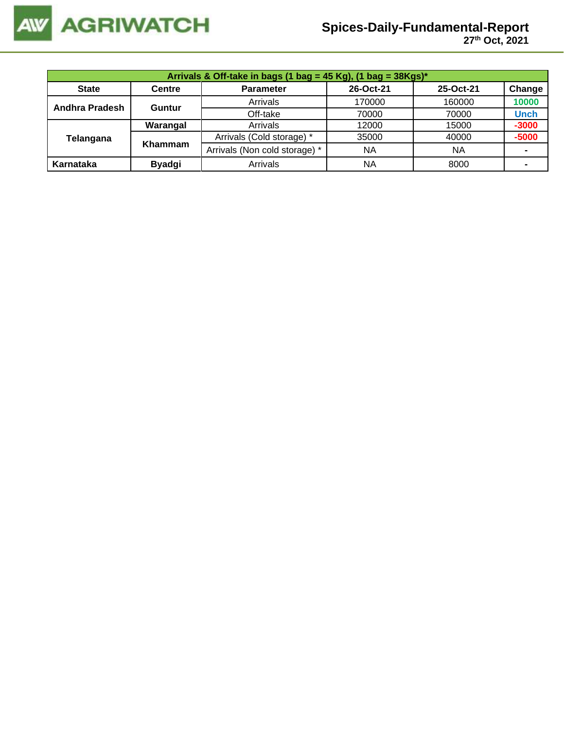| Arrivals & Off-take in bags (1 bag = 45 Kg), (1 bag = 38Kgs)* | | | | | |
|---|---|---|---|---|---|
| **State** | **Centre** | **Parameter** | **26-Oct-21** | **25-Oct-21** | **Change** |
| **Andhra Pradesh** | **Guntur** | Arrivals | 170000 | 160000 | 10000 |
| | | Off-take | 70000 | 70000 | Unch |
| **Telangana** | **Warangal** | Arrivals | 12000 | 15000 | -3000 |
| | **Khammam** | Arrivals (Cold storage) * | 35000 | 40000 | -5000 |
| | | Arrivals (Non cold storage) * | NA | NA | - |
| **Karnataka** | **Byadgi** | Arrivals | NA | 8000 | - |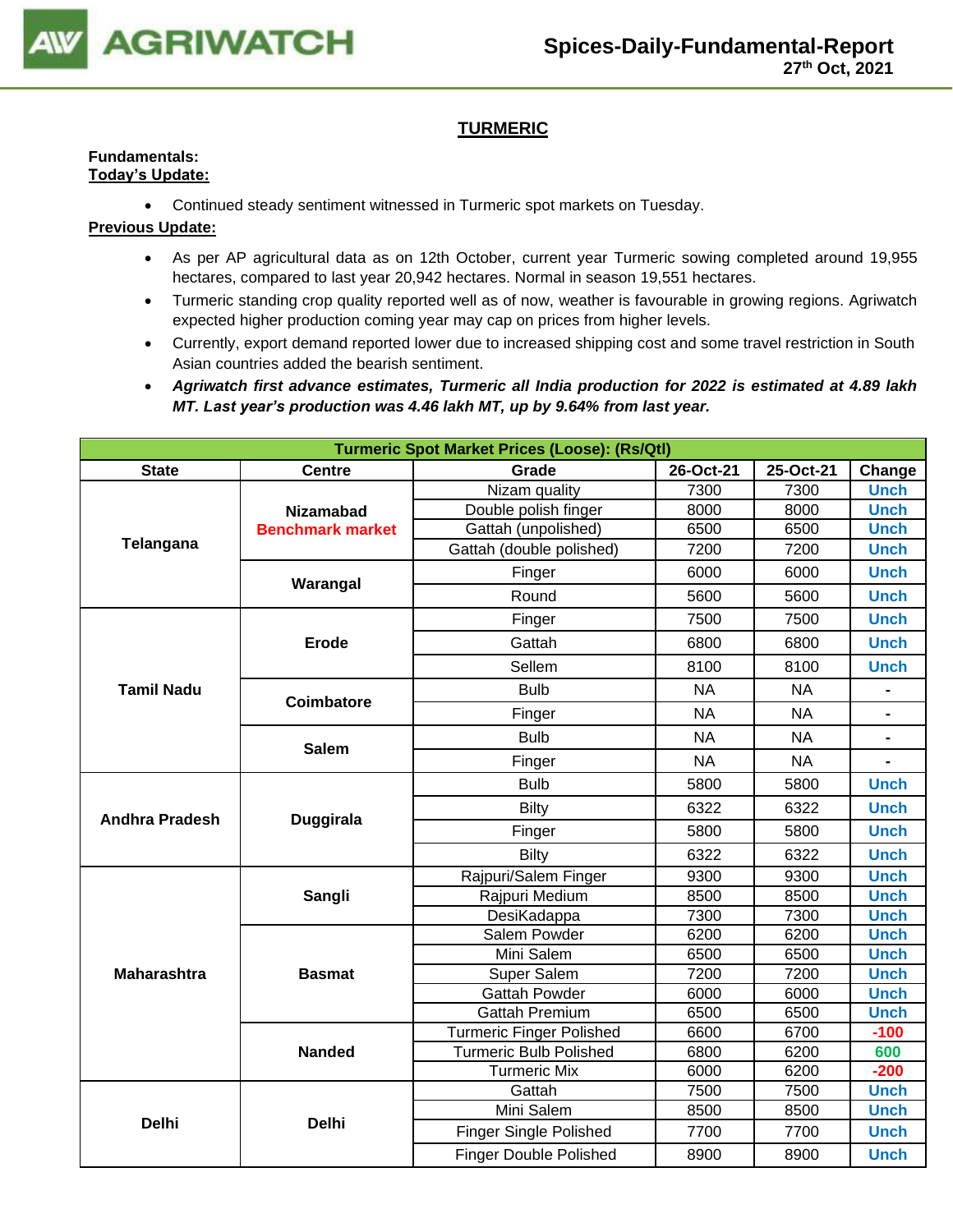## TURMERIC

**Fundamentals:**
**Today's Update:**

- Continued steady sentiment witnessed in Turmeric spot markets on Tuesday.

**Previous Update:**

- As per AP agricultural data as on 12th October, current year Turmeric sowing completed around 19,955 hectares, compared to last year 20,942 hectares. Normal in season 19,551 hectares.
- Turmeric standing crop quality reported well as of now, weather is favourable in growing regions. Agriwatch expected higher production coming year may cap on prices from higher levels.
- Currently, export demand reported lower due to increased shipping cost and some travel restriction in South Asian countries added the bearish sentiment.
- ***Agriwatch first advance estimates, Turmeric all India production for 2022 is estimated at 4.89 lakh MT. Last year's production was 4.46 lakh MT, up by 9.64% from last year.***

| Turmeric Spot Market Prices (Loose): (Rs/Qtl) | | | | | |
|---|---|---|---|---|---|
| **State** | **Centre** | **Grade** | **26-Oct-21** | **25-Oct-21** | **Change** |
| **Telangana** | **Nizamabad Benchmark market** | Nizam quality | 7300 | 7300 | Unch |
| | | Double polish finger | 8000 | 8000 | Unch |
| | | Gattah (unpolished) | 6500 | 6500 | Unch |
| | | Gattah (double polished) | 7200 | 7200 | Unch |
| | **Warangal** | Finger | 6000 | 6000 | Unch |
| | | Round | 5600 | 5600 | Unch |
| **Tamil Nadu** | **Erode** | Finger | 7500 | 7500 | Unch |
| | | Gattah | 6800 | 6800 | Unch |
| | | Sellem | 8100 | 8100 | Unch |
| | **Coimbatore** | Bulb | NA | NA | - |
| | | Finger | NA | NA | - |
| | **Salem** | Bulb | NA | NA | - |
| | | Finger | NA | NA | - |
| **Andhra Pradesh** | **Duggirala** | Bulb | 5800 | 5800 | Unch |
| | | Bilty | 6322 | 6322 | Unch |
| | | Finger | 5800 | 5800 | Unch |
| | | Bilty | 6322 | 6322 | Unch |
| **Maharashtra** | **Sangli** | Rajpuri/Salem Finger | 9300 | 9300 | Unch |
| | | Rajpuri Medium | 8500 | 8500 | Unch |
| | | DesiKadappa | 7300 | 7300 | Unch |
| | **Basmat** | Salem Powder | 6200 | 6200 | Unch |
| | | Mini Salem | 6500 | 6500 | Unch |
| | | Super Salem | 7200 | 7200 | Unch |
| | | Gattah Powder | 6000 | 6000 | Unch |
| | | Gattah Premium | 6500 | 6500 | Unch |
| | **Nanded** | Turmeric Finger Polished | 6600 | 6700 | -100 |
| | | Turmeric Bulb Polished | 6800 | 6200 | 600 |
| | | Turmeric Mix | 6000 | 6200 | -200 |
| **Delhi** | **Delhi** | Gattah | 7500 | 7500 | Unch |
| | | Mini Salem | 8500 | 8500 | Unch |
| | | Finger Single Polished | 7700 | 7700 | Unch |
| | | Finger Double Polished | 8900 | 8900 | Unch |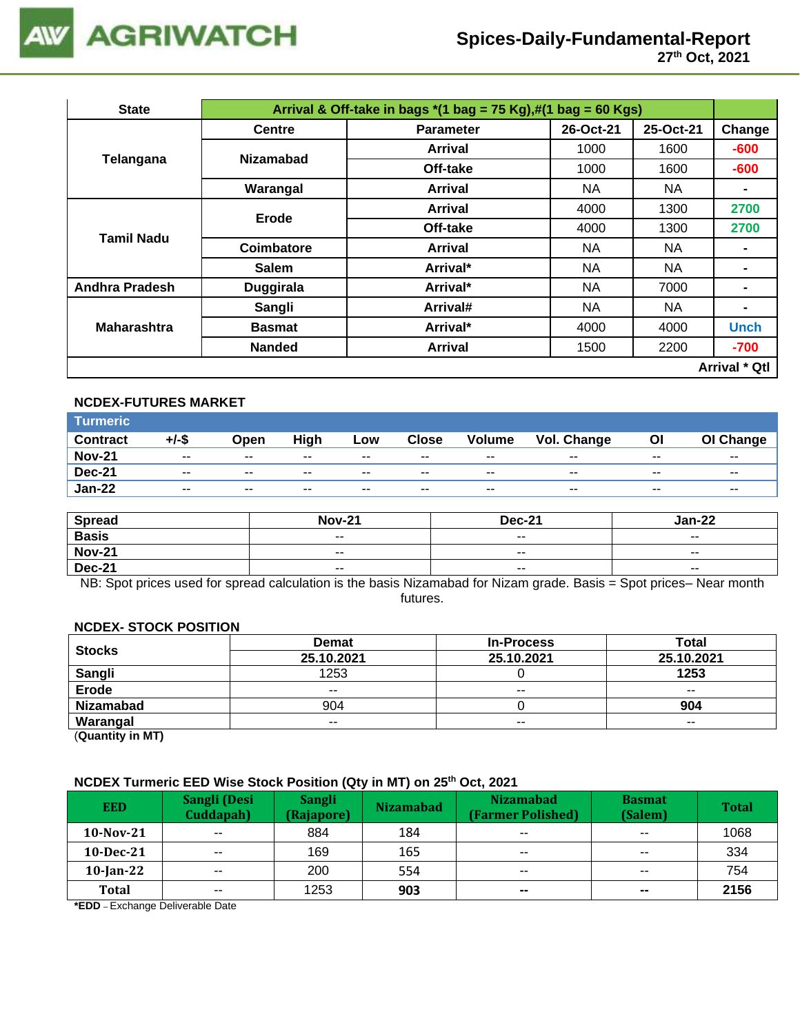| State | Arrival & Off-take in bags *(1 bag = 75 Kg),#(1 bag = 60 Kgs) | | | | |
|---|---|---|---|---|---|
| | Centre | Parameter | 26-Oct-21 | 25-Oct-21 | Change |
| Telangana | Nizamabad | Arrival | 1000 | 1600 | -600 |
| | | Off-take | 1000 | 1600 | -600 |
| | Warangal | Arrival | NA | NA | - |
| Tamil Nadu | Erode | Arrival | 4000 | 1300 | 2700 |
| | | Off-take | 4000 | 1300 | 2700 |
| | Coimbatore | Arrival | NA | NA | - |
| | Salem | Arrival* | NA | NA | - |
| Andhra Pradesh | Duggirala | Arrival* | NA | 7000 | - |
| Maharashtra | Sangli | Arrival# | NA | NA | - |
| | Basmat | Arrival* | 4000 | 4000 | Unch |
| | Nanded | Arrival | 1500 | 2200 | -700 |
| | | | | | Arrival * Qtl |

### NCDEX-FUTURES MARKET

**Turmeric**

| Contract | +/-$ | Open | High | Low | Close | Volume | Vol. Change | OI | OI Change |
|---|---|---|---|---|---|---|---|---|---|
| Nov-21 | -- | -- | -- | -- | -- | -- | -- | -- | -- |
| Dec-21 | -- | -- | -- | -- | -- | -- | -- | -- | -- |
| Jan-22 | -- | -- | -- | -- | -- | -- | -- | -- | -- |

| Spread | Nov-21 | Dec-21 | Jan-22 |
|---|---|---|---|
| Basis | -- | -- | -- |
| Nov-21 | -- | -- | -- |
| Dec-21 | -- | -- | -- |

NB: Spot prices used for spread calculation is the basis Nizamabad for Nizam grade. Basis = Spot prices– Near month futures.

### NCDEX- STOCK POSITION

| Stocks | Demat | In-Process | Total |
|---|---|---|---|
| | 25.10.2021 | 25.10.2021 | 25.10.2021 |
| Sangli | 1253 | 0 | 1253 |
| Erode | -- | -- | -- |
| Nizamabad | 904 | 0 | 904 |
| Warangal | -- | -- | -- |

(Quantity in MT)

### NCDEX Turmeric EED Wise Stock Position (Qty in MT) on 25th Oct, 2021

| EED | Sangli (Desi Cuddapah) | Sangli (Rajapore) | Nizamabad | Nizamabad (Farmer Polished) | Basmat (Salem) | Total |
|---|---|---|---|---|---|---|
| 10-Nov-21 | -- | 884 | 184 | -- | -- | 1068 |
| 10-Dec-21 | -- | 169 | 165 | -- | -- | 334 |
| 10-Jan-22 | -- | 200 | 554 | -- | -- | 754 |
| Total | -- | 1253 | 903 | -- | -- | 2156 |

*EDD – Exchange Deliverable Date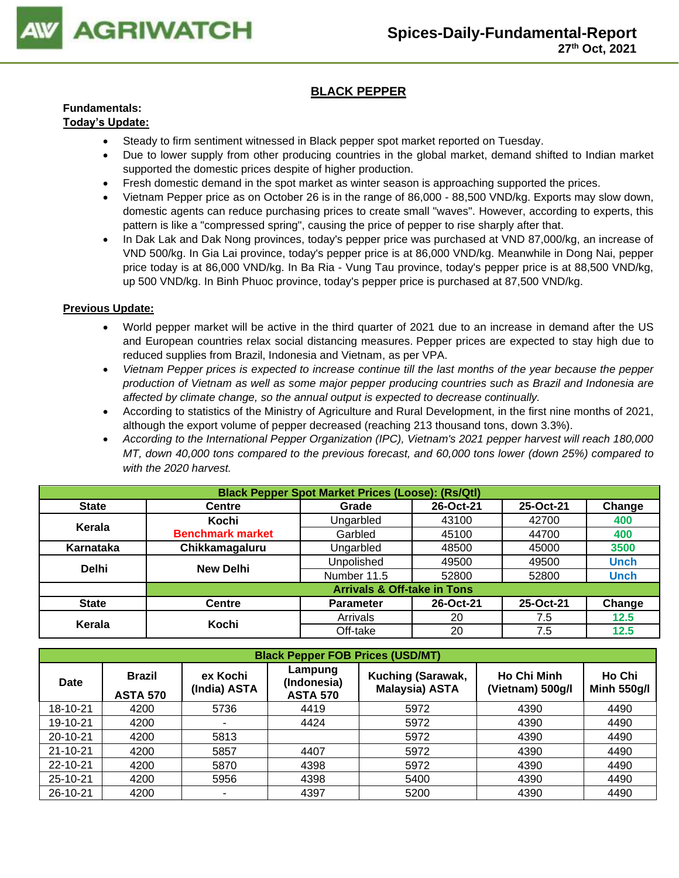## BLACK PEPPER

**Fundamentals:**

**Today's Update:**

- Steady to firm sentiment witnessed in Black pepper spot market reported on Tuesday.
- Due to lower supply from other producing countries in the global market, demand shifted to Indian market supported the domestic prices despite of higher production.
- Fresh domestic demand in the spot market as winter season is approaching supported the prices.
- Vietnam Pepper price as on October 26 is in the range of 86,000 - 88,500 VND/kg. Exports may slow down, domestic agents can reduce purchasing prices to create small "waves". However, according to experts, this pattern is like a "compressed spring", causing the price of pepper to rise sharply after that.
- In Dak Lak and Dak Nong provinces, today's pepper price was purchased at VND 87,000/kg, an increase of VND 500/kg. In Gia Lai province, today's pepper price is at 86,000 VND/kg. Meanwhile in Dong Nai, pepper price today is at 86,000 VND/kg. In Ba Ria - Vung Tau province, today's pepper price is at 88,500 VND/kg, up 500 VND/kg. In Binh Phuoc province, today's pepper price is purchased at 87,500 VND/kg.

**Previous Update:**

- World pepper market will be active in the third quarter of 2021 due to an increase in demand after the US and European countries relax social distancing measures. Pepper prices are expected to stay high due to reduced supplies from Brazil, Indonesia and Vietnam, as per VPA.
- *Vietnam Pepper prices is expected to increase continue till the last months of the year because the pepper production of Vietnam as well as some major pepper producing countries such as Brazil and Indonesia are affected by climate change, so the annual output is expected to decrease continually.*
- According to statistics of the Ministry of Agriculture and Rural Development, in the first nine months of 2021, although the export volume of pepper decreased (reaching 213 thousand tons, down 3.3%).
- *According to the International Pepper Organization (IPC), Vietnam's 2021 pepper harvest will reach 180,000 MT, down 40,000 tons compared to the previous forecast, and 60,000 tons lower (down 25%) compared to with the 2020 harvest.*

| Black Pepper Spot Market Prices (Loose): (Rs/Qtl) | | | | | |
|---|---|---|---|---|---|
| State | Centre | Grade | 26-Oct-21 | 25-Oct-21 | Change |
| Kerala | Kochi<br>Benchmark market | Ungarbled | 43100 | 42700 | 400 |
| | | Garbled | 45100 | 44700 | 400 |
| Karnataka | Chikkamagaluru | Ungarbled | 48500 | 45000 | 3500 |
| Delhi | New Delhi | Unpolished | 49500 | 49500 | Unch |
| | | Number 11.5 | 52800 | 52800 | Unch |
| | Arrivals & Off-take in Tons | | | | |
| State | Centre | Parameter | 26-Oct-21 | 25-Oct-21 | Change |
| Kerala | Kochi | Arrivals | 20 | 7.5 | 12.5 |
| | | Off-take | 20 | 7.5 | 12.5 |

| Black Pepper FOB Prices (USD/MT) | | | | | | |
|---|---|---|---|---|---|---|
| Date | Brazil ASTA 570 | ex Kochi (India) ASTA | Lampung (Indonesia) ASTA 570 | Kuching (Sarawak, Malaysia) ASTA | Ho Chi Minh (Vietnam) 500g/l | Ho Chi Minh 550g/l |
| 18-10-21 | 4200 | 5736 | 4419 | 5972 | 4390 | 4490 |
| 19-10-21 | 4200 | - | 4424 | 5972 | 4390 | 4490 |
| 20-10-21 | 4200 | 5813 | | 5972 | 4390 | 4490 |
| 21-10-21 | 4200 | 5857 | 4407 | 5972 | 4390 | 4490 |
| 22-10-21 | 4200 | 5870 | 4398 | 5972 | 4390 | 4490 |
| 25-10-21 | 4200 | 5956 | 4398 | 5400 | 4390 | 4490 |
| 26-10-21 | 4200 | - | 4397 | 5200 | 4390 | 4490 |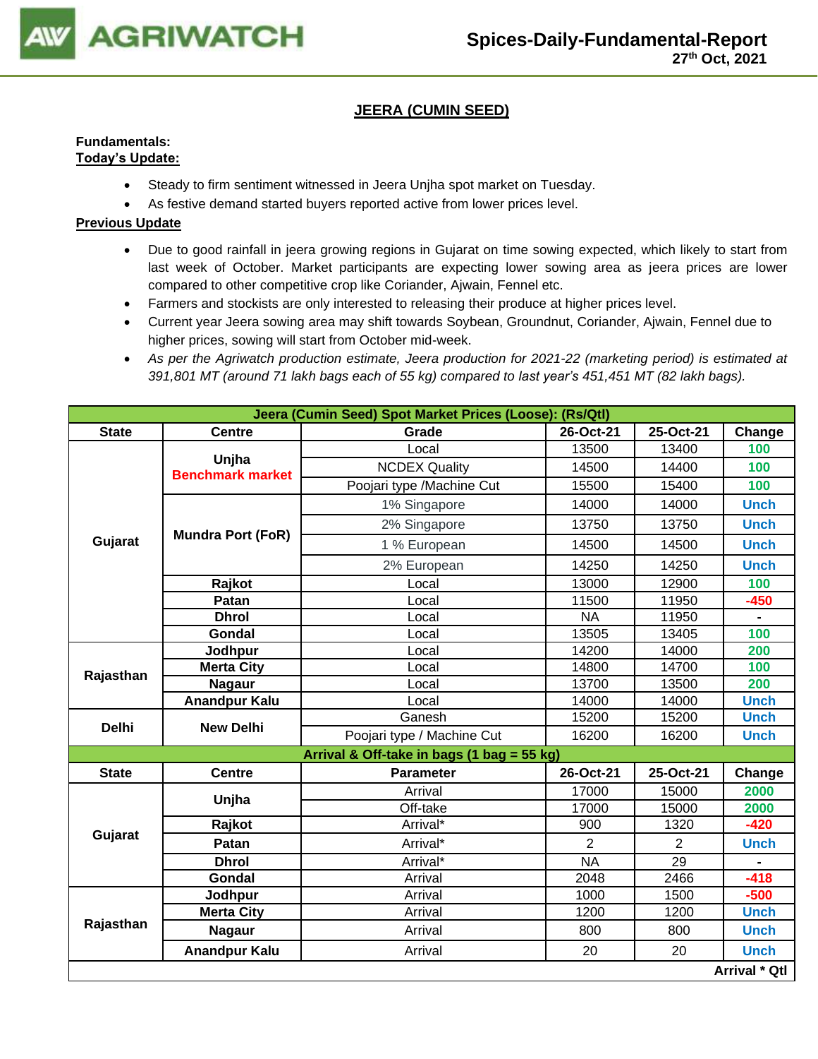# JEERA (CUMIN SEED)

**Fundamentals:**

**Today's Update:**

- Steady to firm sentiment witnessed in Jeera Unjha spot market on Tuesday.
- As festive demand started buyers reported active from lower prices level.

**Previous Update**

- Due to good rainfall in jeera growing regions in Gujarat on time sowing expected, which likely to start from last week of October. Market participants are expecting lower sowing area as jeera prices are lower compared to other competitive crop like Coriander, Ajwain, Fennel etc.
- Farmers and stockists are only interested to releasing their produce at higher prices level.
- Current year Jeera sowing area may shift towards Soybean, Groundnut, Coriander, Ajwain, Fennel due to higher prices, sowing will start from October mid-week.
- *As per the Agriwatch production estimate, Jeera production for 2021-22 (marketing period) is estimated at 391,801 MT (around 71 lakh bags each of 55 kg) compared to last year's 451,451 MT (82 lakh bags).*

| Jeera (Cumin Seed) Spot Market Prices (Loose): (Rs/Qtl) | | | | | |
|---|---|---|---|---|---|
| **State** | **Centre** | **Grade** | **26-Oct-21** | **25-Oct-21** | **Change** |
| Gujarat | Unjha Benchmark market | Local | 13500 | 13400 | 100 |
| | | NCDEX Quality | 14500 | 14400 | 100 |
| | | Poojari type /Machine Cut | 15500 | 15400 | 100 |
| | Mundra Port (FoR) | 1% Singapore | 14000 | 14000 | Unch |
| | | 2% Singapore | 13750 | 13750 | Unch |
| | | 1 % European | 14500 | 14500 | Unch |
| | | 2% European | 14250 | 14250 | Unch |
| | Rajkot | Local | 13000 | 12900 | 100 |
| | Patan | Local | 11500 | 11950 | -450 |
| | Dhrol | Local | NA | 11950 | - |
| | Gondal | Local | 13505 | 13405 | 100 |
| Rajasthan | Jodhpur | Local | 14200 | 14000 | 200 |
| | Merta City | Local | 14800 | 14700 | 100 |
| | Nagaur | Local | 13700 | 13500 | 200 |
| | Anandpur Kalu | Local | 14000 | 14000 | Unch |
| Delhi | New Delhi | Ganesh | 15200 | 15200 | Unch |
| | | Poojari type / Machine Cut | 16200 | 16200 | Unch |
| **Arrival & Off-take in bags (1 bag = 55 kg)** | | | | | |
| **State** | **Centre** | **Parameter** | **26-Oct-21** | **25-Oct-21** | **Change** |
| Gujarat | Unjha | Arrival | 17000 | 15000 | 2000 |
| | | Off-take | 17000 | 15000 | 2000 |
| | Rajkot | Arrival* | 900 | 1320 | -420 |
| | Patan | Arrival* | 2 | 2 | Unch |
| | Dhrol | Arrival* | NA | 29 | - |
| | Gondal | Arrival | 2048 | 2466 | -418 |
| Rajasthan | Jodhpur | Arrival | 1000 | 1500 | -500 |
| | Merta City | Arrival | 1200 | 1200 | Unch |
| | Nagaur | Arrival | 800 | 800 | Unch |
| | Anandpur Kalu | Arrival | 20 | 20 | Unch |
| | | | | | Arrival * Qtl |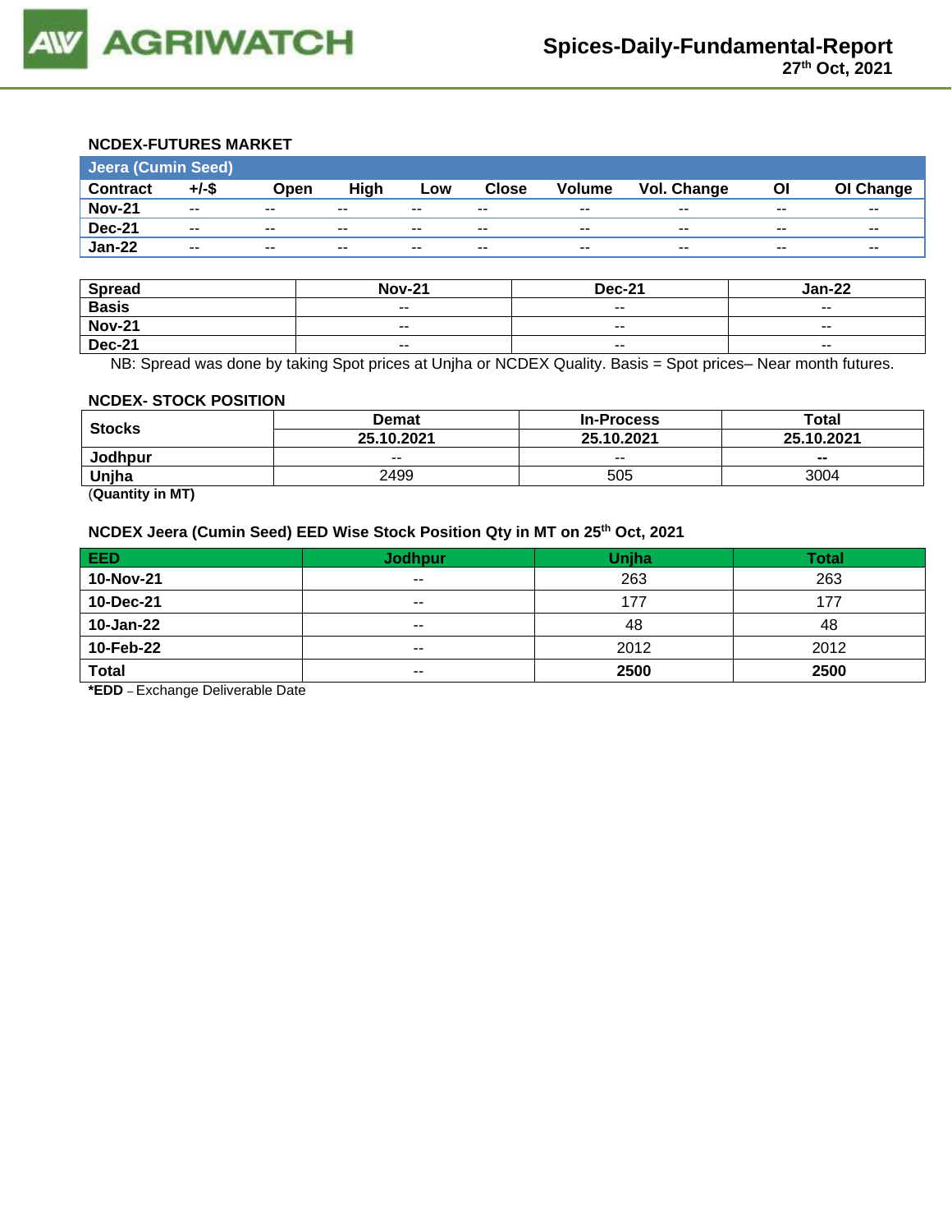### NCDEX-FUTURES MARKET

| Jeera (Cumin Seed) | | | | | | | | | |
|---|---|---|---|---|---|---|---|---|---|
| **Contract** | **+/-$** | **Open** | **High** | **Low** | **Close** | **Volume** | **Vol. Change** | **OI** | **OI Change** |
| **Nov-21** | -- | -- | -- | -- | -- | -- | -- | -- | -- |
| **Dec-21** | -- | -- | -- | -- | -- | -- | -- | -- | -- |
| **Jan-22** | -- | -- | -- | -- | -- | -- | -- | -- | -- |

| Spread | Nov-21 | Dec-21 | Jan-22 |
|---|---|---|---|
| **Basis** | -- | -- | -- |
| **Nov-21** | -- | -- | -- |
| **Dec-21** | -- | -- | -- |

NB: Spread was done by taking Spot prices at Unjha or NCDEX Quality. Basis = Spot prices– Near month futures.

### NCDEX- STOCK POSITION

| Stocks | Demat | In-Process | Total |
|---|---|---|---|
| | **25.10.2021** | **25.10.2021** | **25.10.2021** |
| **Jodhpur** | -- | -- | -- |
| **Unjha** | 2499 | 505 | 3004 |

(**Quantity in MT)**

### NCDEX Jeera (Cumin Seed) EED Wise Stock Position Qty in MT on 25th Oct, 2021

| EED | Jodhpur | Unjha | Total |
|---|---|---|---|
| **10-Nov-21** | -- | 263 | 263 |
| **10-Dec-21** | -- | 177 | 177 |
| **10-Jan-22** | -- | 48 | 48 |
| **10-Feb-22** | -- | 2012 | 2012 |
| **Total** | -- | **2500** | **2500** |

***EDD** – Exchange Deliverable Date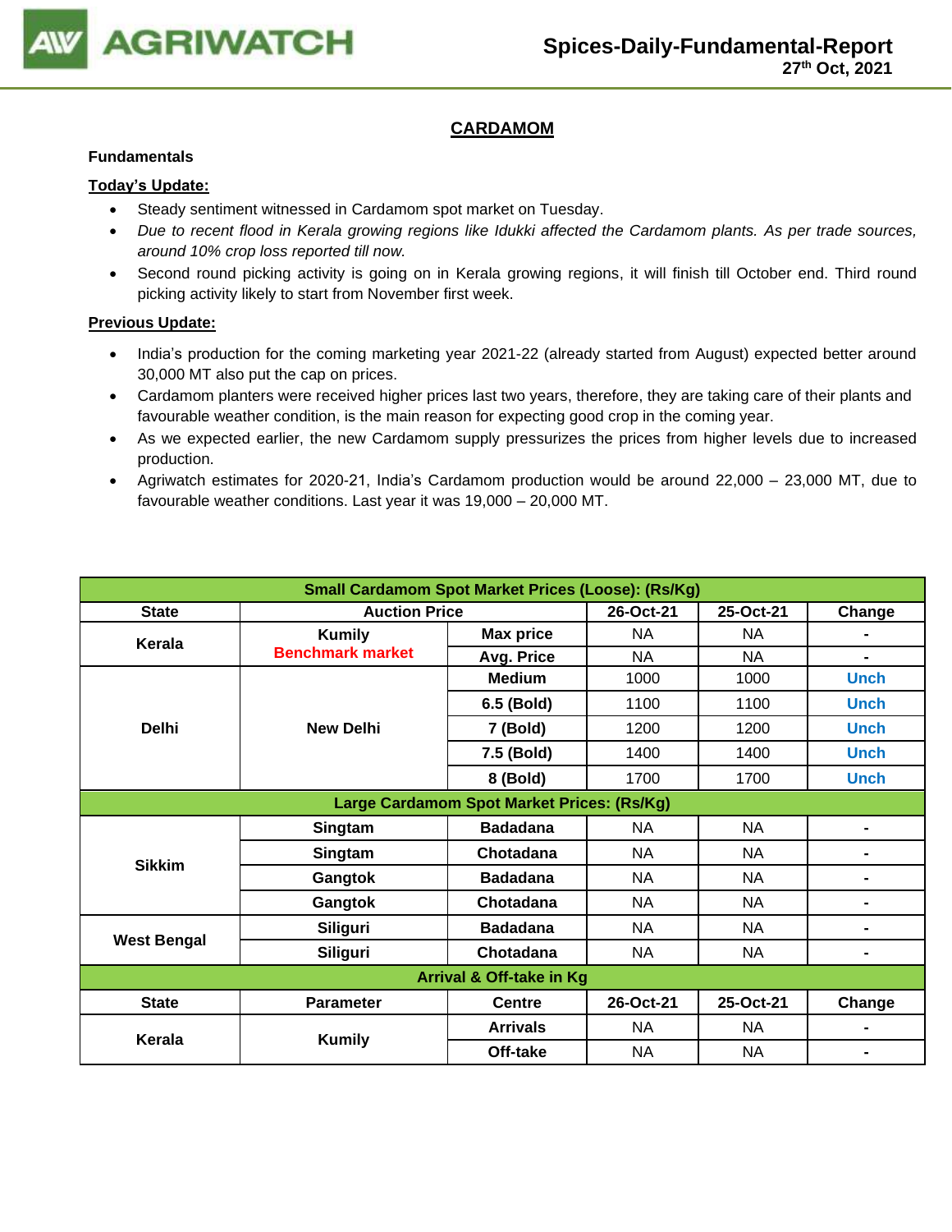## CARDAMOM

**Fundamentals**

**Today's Update:**

- Steady sentiment witnessed in Cardamom spot market on Tuesday.
- *Due to recent flood in Kerala growing regions like Idukki affected the Cardamom plants. As per trade sources, around 10% crop loss reported till now.*
- Second round picking activity is going on in Kerala growing regions, it will finish till October end. Third round picking activity likely to start from November first week.

**Previous Update:**

- India's production for the coming marketing year 2021-22 (already started from August) expected better around 30,000 MT also put the cap on prices.
- Cardamom planters were received higher prices last two years, therefore, they are taking care of their plants and favourable weather condition, is the main reason for expecting good crop in the coming year.
- As we expected earlier, the new Cardamom supply pressurizes the prices from higher levels due to increased production.
- Agriwatch estimates for 2020-21, India's Cardamom production would be around 22,000 – 23,000 MT, due to favourable weather conditions. Last year it was 19,000 – 20,000 MT.

| Small Cardamom Spot Market Prices (Loose): (Rs/Kg) | | | | | |
|---|---|---|---|---|---|
| **State** | **Auction Price** | | **26-Oct-21** | **25-Oct-21** | **Change** |
| **Kerala** | **Kumily** Benchmark market | **Max price** | NA | NA | - |
| | | **Avg. Price** | NA | NA | - |
| **Delhi** | **New Delhi** | **Medium** | 1000 | 1000 | Unch |
| | | **6.5 (Bold)** | 1100 | 1100 | Unch |
| | | **7 (Bold)** | 1200 | 1200 | Unch |
| | | **7.5 (Bold)** | 1400 | 1400 | Unch |
| | | **8 (Bold)** | 1700 | 1700 | Unch |
| **Large Cardamom Spot Market Prices: (Rs/Kg)** | | | | | |
| **Sikkim** | **Singtam** | **Badadana** | NA | NA | - |
| | **Singtam** | **Chotadana** | NA | NA | - |
| | **Gangtok** | **Badadana** | NA | NA | - |
| | **Gangtok** | **Chotadana** | NA | NA | - |
| **West Bengal** | **Siliguri** | **Badadana** | NA | NA | - |
| | **Siliguri** | **Chotadana** | NA | NA | - |
| **Arrival & Off-take in Kg** | | | | | |
| **State** | **Parameter** | **Centre** | **26-Oct-21** | **25-Oct-21** | **Change** |
| **Kerala** | **Kumily** | **Arrivals** | NA | NA | - |
| | | **Off-take** | NA | NA | - |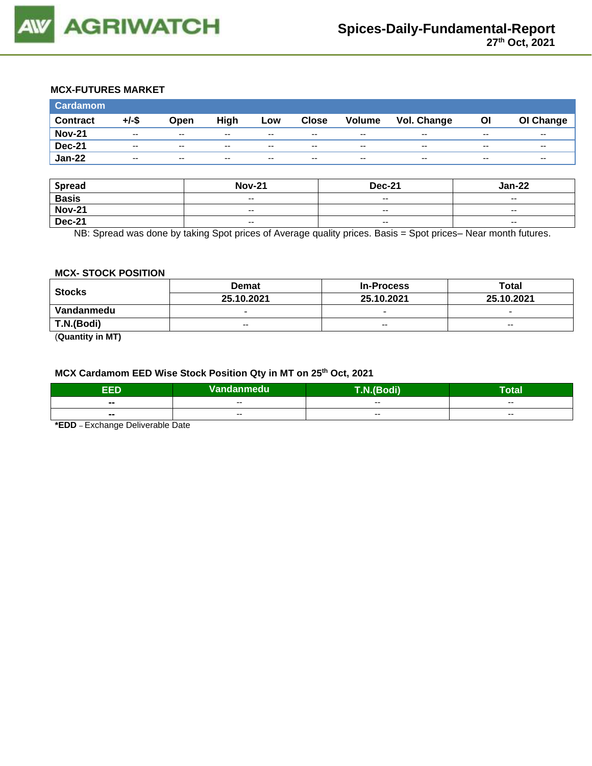## MCX-FUTURES MARKET

| Cardamom | | | | | | | | | |
|---|---|---|---|---|---|---|---|---|---|
| **Contract** | **+/-$** | **Open** | **High** | **Low** | **Close** | **Volume** | **Vol. Change** | **OI** | **OI Change** |
| **Nov-21** | -- | -- | -- | -- | -- | -- | -- | -- | -- |
| **Dec-21** | -- | -- | -- | -- | -- | -- | -- | -- | -- |
| **Jan-22** | -- | -- | -- | -- | -- | -- | -- | -- | -- |

| **Spread** | **Nov-21** | **Dec-21** | **Jan-22** |
|---|---|---|---|
| **Basis** | -- | -- | -- |
| **Nov-21** | -- | -- | -- |
| **Dec-21** | -- | -- | -- |

NB: Spread was done by taking Spot prices of Average quality prices. Basis = Spot prices– Near month futures.

### MCX- STOCK POSITION

| **Stocks** | **Demat** | **In-Process** | **Total** |
|---|---|---|---|
| | **25.10.2021** | **25.10.2021** | **25.10.2021** |
| **Vandanmedu** | - | - | - |
| **T.N.(Bodi)** | -- | -- | -- |

(**Quantity in MT)**

### MCX Cardamom EED Wise Stock Position Qty in MT on 25th Oct, 2021

| **EED** | **Vandanmedu** | **T.N.(Bodi)** | **Total** |
|---|---|---|---|
| **--** | -- | -- | -- |
| **--** | -- | -- | -- |

***EDD** – Exchange Deliverable Date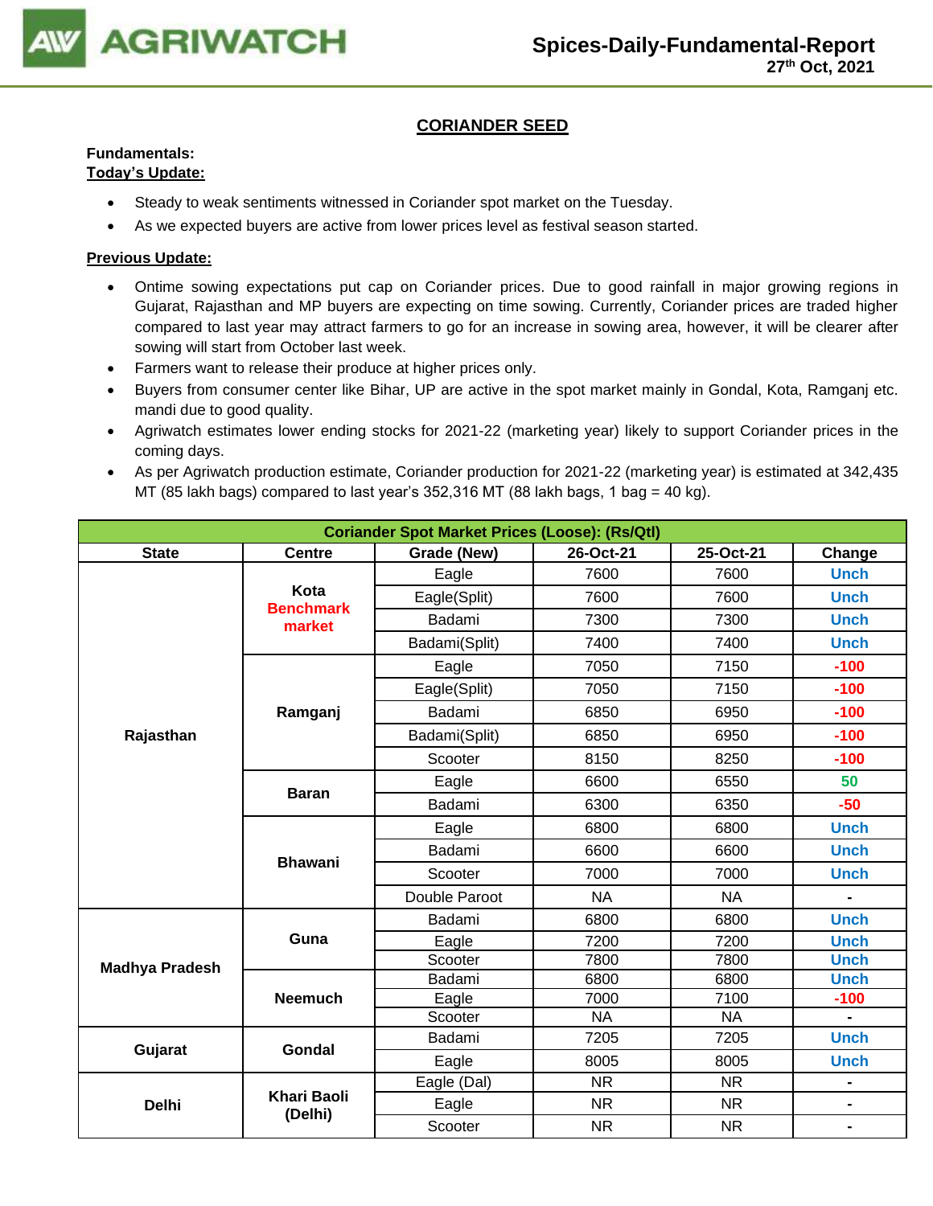## CORIANDER SEED

**Fundamentals:**

**Today's Update:**

- Steady to weak sentiments witnessed in Coriander spot market on the Tuesday.
- As we expected buyers are active from lower prices level as festival season started.

**Previous Update:**

- Ontime sowing expectations put cap on Coriander prices. Due to good rainfall in major growing regions in Gujarat, Rajasthan and MP buyers are expecting on time sowing. Currently, Coriander prices are traded higher compared to last year may attract farmers to go for an increase in sowing area, however, it will be clearer after sowing will start from October last week.
- Farmers want to release their produce at higher prices only.
- Buyers from consumer center like Bihar, UP are active in the spot market mainly in Gondal, Kota, Ramganj etc. mandi due to good quality.
- Agriwatch estimates lower ending stocks for 2021-22 (marketing year) likely to support Coriander prices in the coming days.
- As per Agriwatch production estimate, Coriander production for 2021-22 (marketing year) is estimated at 342,435 MT (85 lakh bags) compared to last year's 352,316 MT (88 lakh bags, 1 bag = 40 kg).

| Coriander Spot Market Prices (Loose): (Rs/Qtl) | | | | | |
|---|---|---|---|---|---|
| State | Centre | Grade (New) | 26-Oct-21 | 25-Oct-21 | Change |
| Rajasthan | Kota Benchmark market | Eagle | 7600 | 7600 | Unch |
| | | Eagle(Split) | 7600 | 7600 | Unch |
| | | Badami | 7300 | 7300 | Unch |
| | | Badami(Split) | 7400 | 7400 | Unch |
| | Ramganj | Eagle | 7050 | 7150 | -100 |
| | | Eagle(Split) | 7050 | 7150 | -100 |
| | | Badami | 6850 | 6950 | -100 |
| | | Badami(Split) | 6850 | 6950 | -100 |
| | | Scooter | 8150 | 8250 | -100 |
| | Baran | Eagle | 6600 | 6550 | 50 |
| | | Badami | 6300 | 6350 | -50 |
| | Bhawani | Eagle | 6800 | 6800 | Unch |
| | | Badami | 6600 | 6600 | Unch |
| | | Scooter | 7000 | 7000 | Unch |
| | | Double Paroot | NA | NA | - |
| Madhya Pradesh | Guna | Badami | 6800 | 6800 | Unch |
| | | Eagle | 7200 | 7200 | Unch |
| | | Scooter | 7800 | 7800 | Unch |
| | Neemuch | Badami | 6800 | 6800 | Unch |
| | | Eagle | 7000 | 7100 | -100 |
| | | Scooter | NA | NA | - |
| Gujarat | Gondal | Badami | 7205 | 7205 | Unch |
| | | Eagle | 8005 | 8005 | Unch |
| Delhi | Khari Baoli (Delhi) | Eagle (Dal) | NR | NR | - |
| | | Eagle | NR | NR | - |
| | | Scooter | NR | NR | - |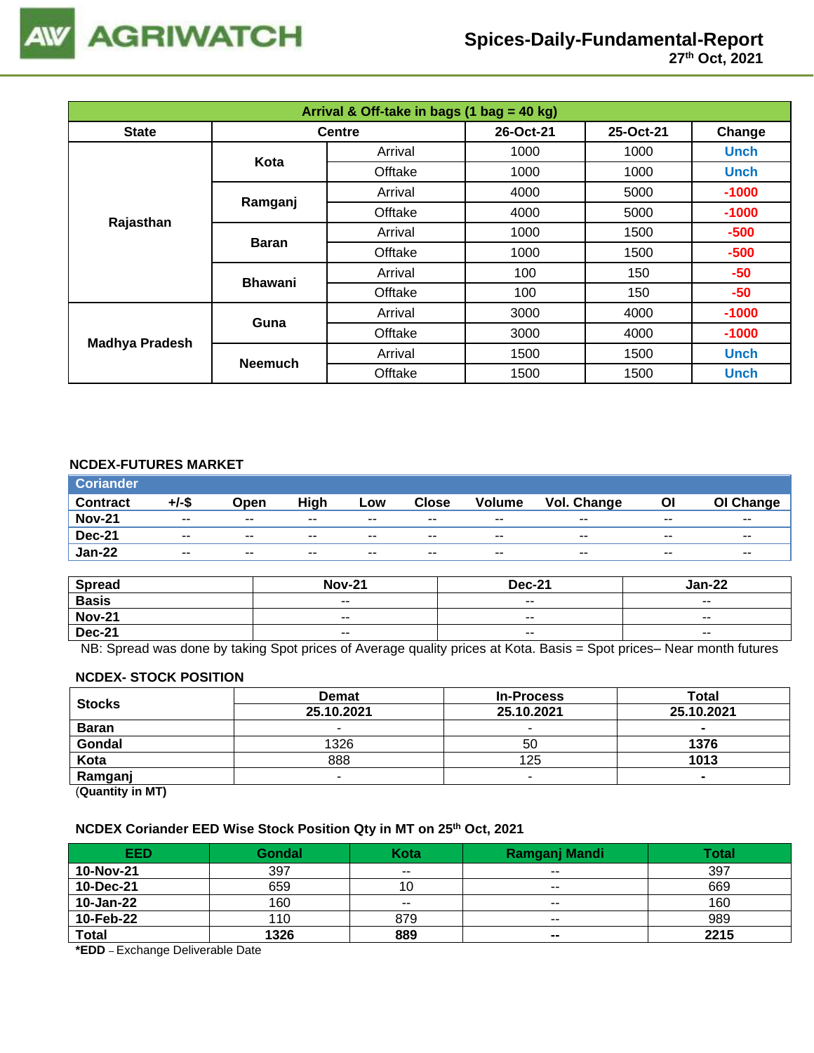## Spices-Daily-Fundamental-Report
27th Oct, 2021

| Arrival & Off-take in bags (1 bag = 40 kg) | | | | | |
|---|---|---|---|---|---|
| State | Centre | | 26-Oct-21 | 25-Oct-21 | Change |
| Rajasthan | Kota | Arrival | 1000 | 1000 | Unch |
| | | Offtake | 1000 | 1000 | Unch |
| | Ramganj | Arrival | 4000 | 5000 | -1000 |
| | | Offtake | 4000 | 5000 | -1000 |
| | Baran | Arrival | 1000 | 1500 | -500 |
| | | Offtake | 1000 | 1500 | -500 |
| | Bhawani | Arrival | 100 | 150 | -50 |
| | | Offtake | 100 | 150 | -50 |
| Madhya Pradesh | Guna | Arrival | 3000 | 4000 | -1000 |
| | | Offtake | 3000 | 4000 | -1000 |
| | Neemuch | Arrival | 1500 | 1500 | Unch |
| | | Offtake | 1500 | 1500 | Unch |

### NCDEX-FUTURES MARKET

| Coriander | | | | | | | | | |
|---|---|---|---|---|---|---|---|---|---|
| Contract | +/-$ | Open | High | Low | Close | Volume | Vol. Change | OI | OI Change |
| Nov-21 | -- | -- | -- | -- | -- | -- | -- | -- | -- |
| Dec-21 | -- | -- | -- | -- | -- | -- | -- | -- | -- |
| Jan-22 | -- | -- | -- | -- | -- | -- | -- | -- | -- |

| Spread | Nov-21 | Dec-21 | Jan-22 |
|---|---|---|---|
| Basis | -- | -- | -- |
| Nov-21 | -- | -- | -- |
| Dec-21 | -- | -- | -- |

NB: Spread was done by taking Spot prices of Average quality prices at Kota. Basis = Spot prices– Near month futures

### NCDEX- STOCK POSITION

| Stocks | Demat | In-Process | Total |
|---|---|---|---|
| | 25.10.2021 | 25.10.2021 | 25.10.2021 |
| Baran | - | - | - |
| Gondal | 1326 | 50 | 1376 |
| Kota | 888 | 125 | 1013 |
| Ramganj | - | - | - |

(Quantity in MT)

### NCDEX Coriander EED Wise Stock Position Qty in MT on 25th Oct, 2021

| EED | Gondal | Kota | Ramganj Mandi | Total |
|---|---|---|---|---|
| 10-Nov-21 | 397 | -- | -- | 397 |
| 10-Dec-21 | 659 | 10 | -- | 669 |
| 10-Jan-22 | 160 | -- | -- | 160 |
| 10-Feb-22 | 110 | 879 | -- | 989 |
| Total | 1326 | 889 | -- | 2215 |

***EDD** – Exchange Deliverable Date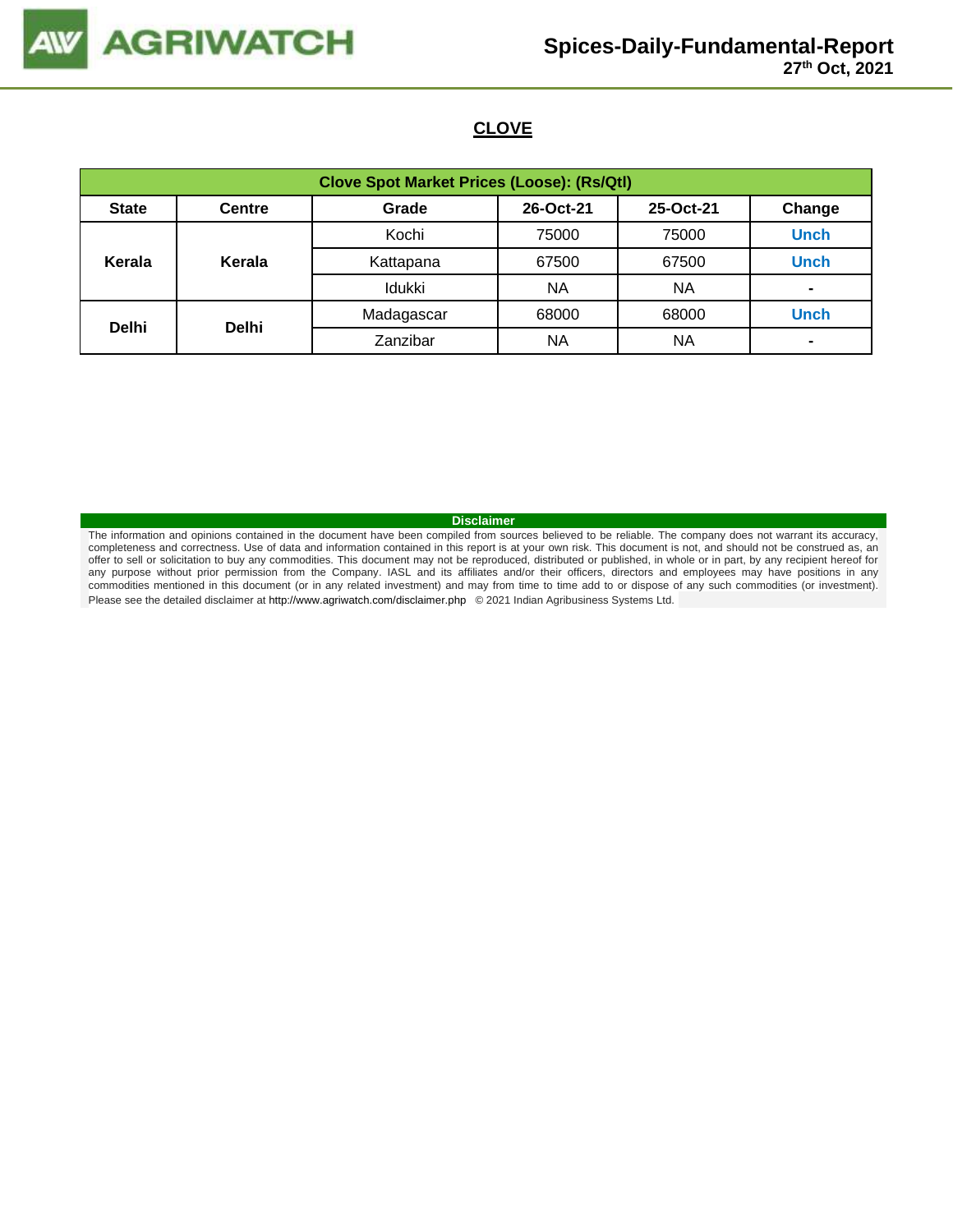## CLOVE

| Clove Spot Market Prices (Loose): (Rs/Qtl) | | | | | |
|---|---|---|---|---|---|
| **State** | **Centre** | **Grade** | **26-Oct-21** | **25-Oct-21** | **Change** |
| **Kerala** | **Kerala** | Kochi | 75000 | 75000 | **Unch** |
| | | Kattapana | 67500 | 67500 | **Unch** |
| | | Idukki | NA | NA | **-** |
| **Delhi** | **Delhi** | Madagascar | 68000 | 68000 | **Unch** |
| | | Zanzibar | NA | NA | **-** |

**Disclaimer**

The information and opinions contained in the document have been compiled from sources believed to be reliable. The company does not warrant its accuracy, completeness and correctness. Use of data and information contained in this report is at your own risk. This document is not, and should not be construed as, an offer to sell or solicitation to buy any commodities. This document may not be reproduced, distributed or published, in whole or in part, by any recipient hereof for any purpose without prior permission from the Company. IASL and its affiliates and/or their officers, directors and employees may have positions in any commodities mentioned in this document (or in any related investment) and may from time to time add to or dispose of any such commodities (or investment). Please see the detailed disclaimer at http://www.agriwatch.com/disclaimer.php © 2021 Indian Agribusiness Systems Ltd.